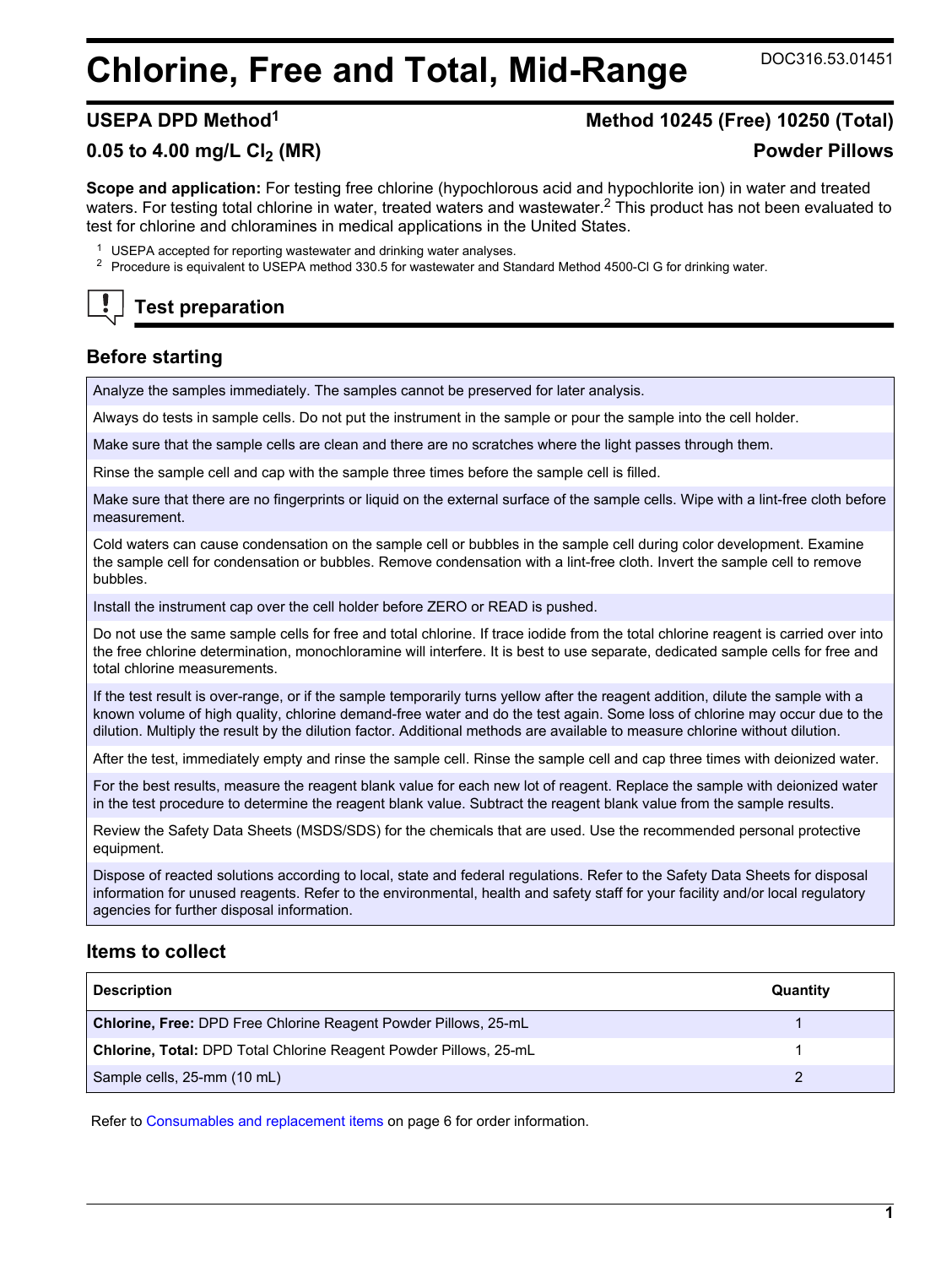# Chlorine, Free and Total, Mid-Range

DOC316.53.01451

## USEPA DPD Method[1]

## Method 10245 (Free) 10250 (Total)

## 0.05 to 4.00 mg/L $Cl_2$ (MR)

## Powder Pillows

**Scope and application:** For testing free chlorine (hypochlorous acid and hypochlorite ion) in water and treated waters. For testing total chlorine in water, treated waters and wastewater.[2] This product has not been evaluated to test for chlorine and chloramines in medical applications in the United States.

[1] USEPA accepted for reporting wastewater and drinking water analyses.

[2] Procedure is equivalent to USEPA method 330.5 for wastewater and Standard Method 4500-Cl G for drinking water.

## Test preparation

### Before starting

| |
|---|
| Analyze the samples immediately. The samples cannot be preserved for later analysis. |
| Always do tests in sample cells. Do not put the instrument in the sample or pour the sample into the cell holder. |
| Make sure that the sample cells are clean and there are no scratches where the light passes through them. |
| Rinse the sample cell and cap with the sample three times before the sample cell is filled. |
| Make sure that there are no fingerprints or liquid on the external surface of the sample cells. Wipe with a lint-free cloth before measurement. |
| Cold waters can cause condensation on the sample cell or bubbles in the sample cell during color development. Examine the sample cell for condensation or bubbles. Remove condensation with a lint-free cloth. Invert the sample cell to remove bubbles. |
| Install the instrument cap over the cell holder before ZERO or READ is pushed. |
| Do not use the same sample cells for free and total chlorine. If trace iodide from the total chlorine reagent is carried over into the free chlorine determination, monochloramine will interfere. It is best to use separate, dedicated sample cells for free and total chlorine measurements. |
| If the test result is over-range, or if the sample temporarily turns yellow after the reagent addition, dilute the sample with a known volume of high quality, chlorine demand-free water and do the test again. Some loss of chlorine may occur due to the dilution. Multiply the result by the dilution factor. Additional methods are available to measure chlorine without dilution. |
| After the test, immediately empty and rinse the sample cell. Rinse the sample cell and cap three times with deionized water. |
| For the best results, measure the reagent blank value for each new lot of reagent. Replace the sample with deionized water in the test procedure to determine the reagent blank value. Subtract the reagent blank value from the sample results. |
| Review the Safety Data Sheets (MSDS/SDS) for the chemicals that are used. Use the recommended personal protective equipment. |
| Dispose of reacted solutions according to local, state and federal regulations. Refer to the Safety Data Sheets for disposal information for unused reagents. Refer to the environmental, health and safety staff for your facility and/or local regulatory agencies for further disposal information. |

### Items to collect

| Description | Quantity |
|---|---|
| **Chlorine, Free:** DPD Free Chlorine Reagent Powder Pillows, 25-mL | 1 |
| **Chlorine, Total:** DPD Total Chlorine Reagent Powder Pillows, 25-mL | 1 |
| Sample cells, 25-mm (10 mL) | 2 |

Refer to Consumables and replacement items on page 6 for order information.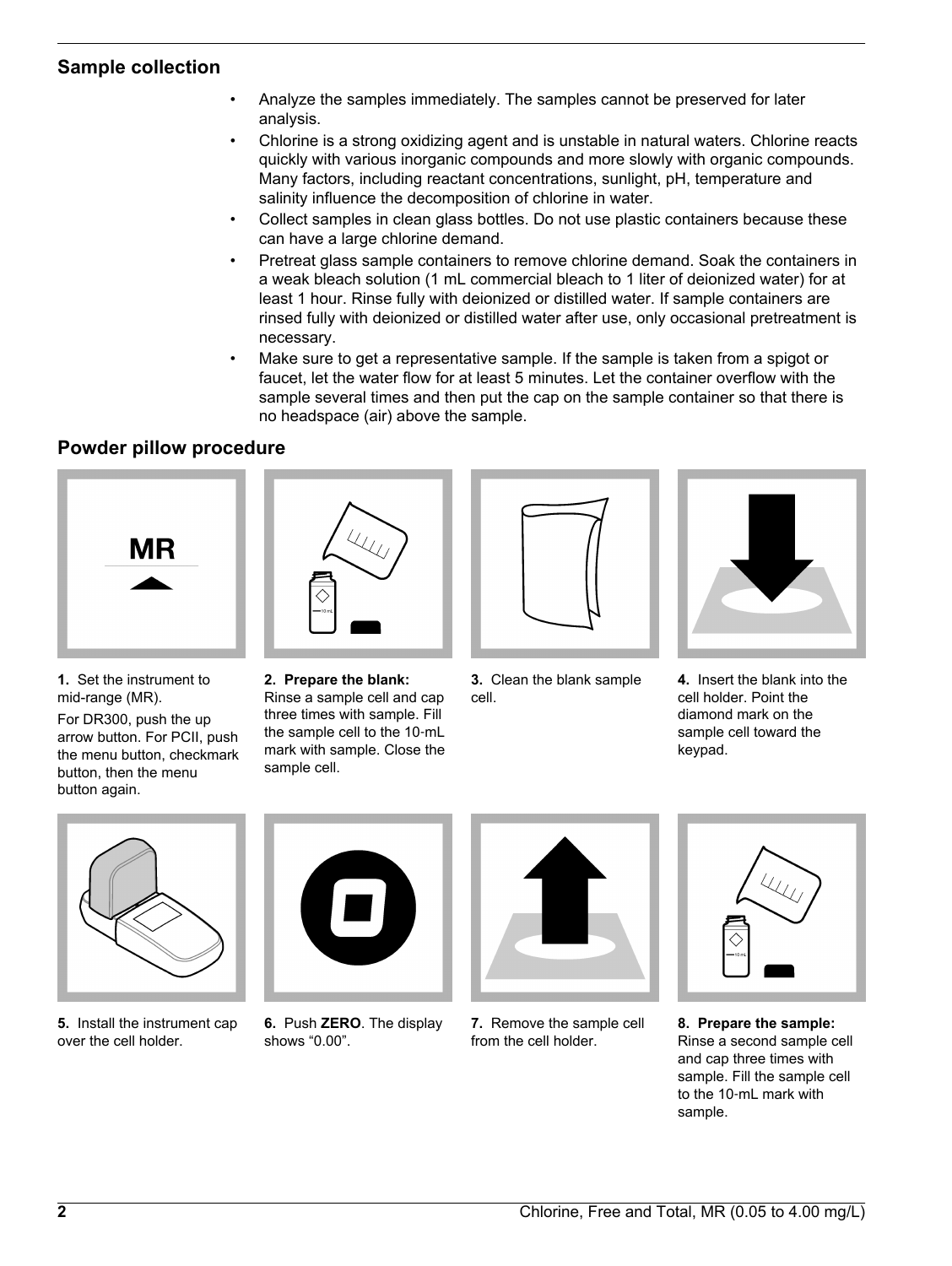## Sample collection

- Analyze the samples immediately. The samples cannot be preserved for later analysis.
- Chlorine is a strong oxidizing agent and is unstable in natural waters. Chlorine reacts quickly with various inorganic compounds and more slowly with organic compounds. Many factors, including reactant concentrations, sunlight, pH, temperature and salinity influence the decomposition of chlorine in water.
- Collect samples in clean glass bottles. Do not use plastic containers because these can have a large chlorine demand.
- Pretreat glass sample containers to remove chlorine demand. Soak the containers in a weak bleach solution (1 mL commercial bleach to 1 liter of deionized water) for at least 1 hour. Rinse fully with deionized or distilled water. If sample containers are rinsed fully with deionized or distilled water after use, only occasional pretreatment is necessary.
- Make sure to get a representative sample. If the sample is taken from a spigot or faucet, let the water flow for at least 5 minutes. Let the container overflow with the sample several times and then put the cap on the sample container so that there is no headspace (air) above the sample.

## Powder pillow procedure

**1.** Set the instrument to mid-range (MR).

For DR300, push the up arrow button. For PCII, push the menu button, checkmark button, then the menu button again.

**2. Prepare the blank:** Rinse a sample cell and cap three times with sample. Fill the sample cell to the 10-mL mark with sample. Close the sample cell.

**3.** Clean the blank sample cell.

**4.** Insert the blank into the cell holder. Point the diamond mark on the sample cell toward the keypad.

**5.** Install the instrument cap over the cell holder.

**6.** Push **ZERO**. The display shows "0.00".

**7.** Remove the sample cell from the cell holder.

**8. Prepare the sample:** Rinse a second sample cell and cap three times with sample. Fill the sample cell to the 10-mL mark with sample.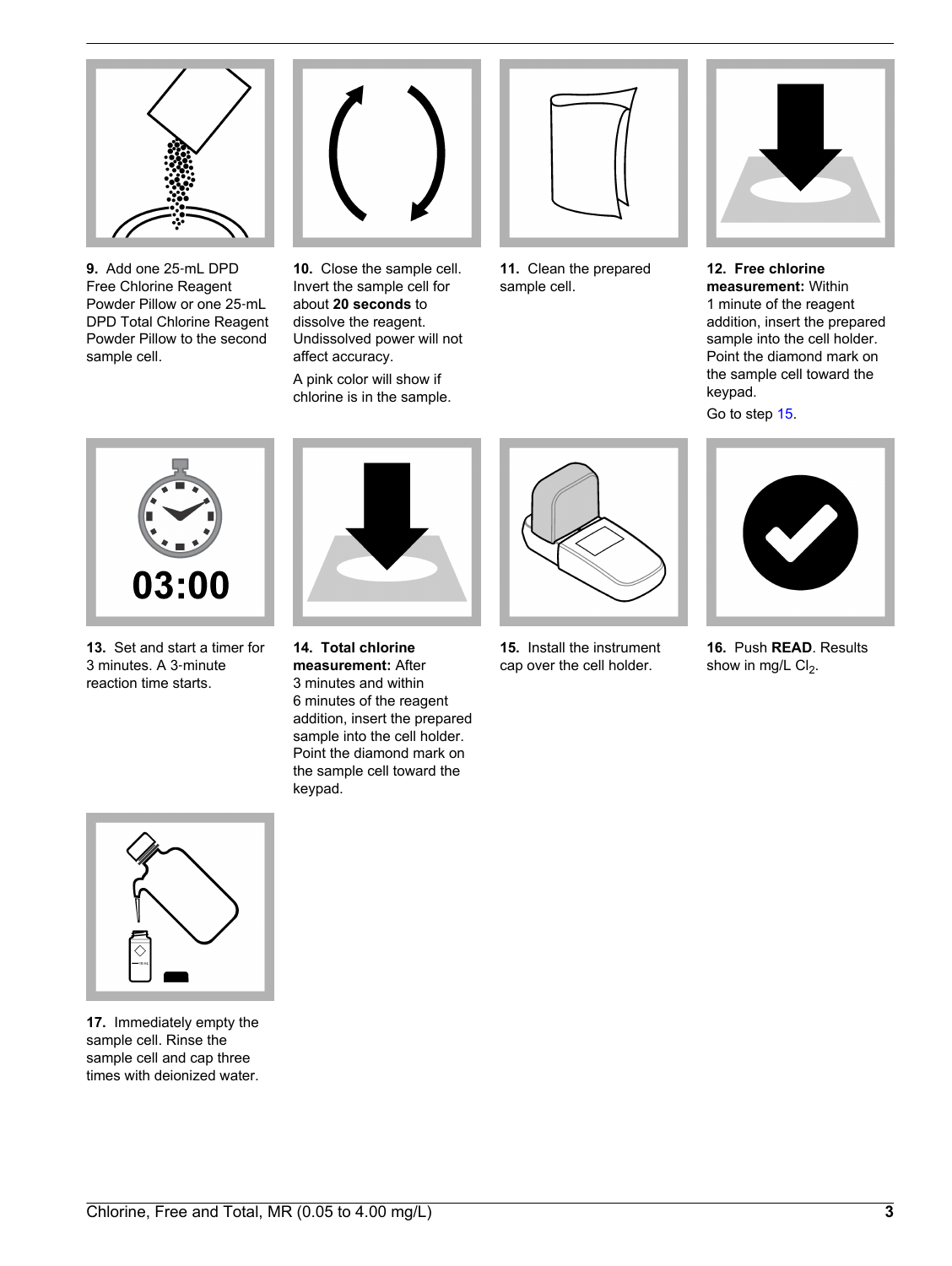**9.** Add one 25-mL DPD Free Chlorine Reagent Powder Pillow or one 25-mL DPD Total Chlorine Reagent Powder Pillow to the second sample cell.

**10.** Close the sample cell. Invert the sample cell for about **20 seconds** to dissolve the reagent. Undissolved power will not affect accuracy.

A pink color will show if chlorine is in the sample.

**11.** Clean the prepared sample cell.

**12. Free chlorine measurement:** Within 1 minute of the reagent addition, insert the prepared sample into the cell holder. Point the diamond mark on the sample cell toward the keypad.

Go to step 15.

**13.** Set and start a timer for 3 minutes. A 3-minute reaction time starts.

**14. Total chlorine measurement:** After 3 minutes and within 6 minutes of the reagent addition, insert the prepared sample into the cell holder. Point the diamond mark on the sample cell toward the keypad.

**15.** Install the instrument cap over the cell holder.

**16.** Push **READ**. Results show in mg/L $Cl_2$.

**17.** Immediately empty the sample cell. Rinse the sample cell and cap three times with deionized water.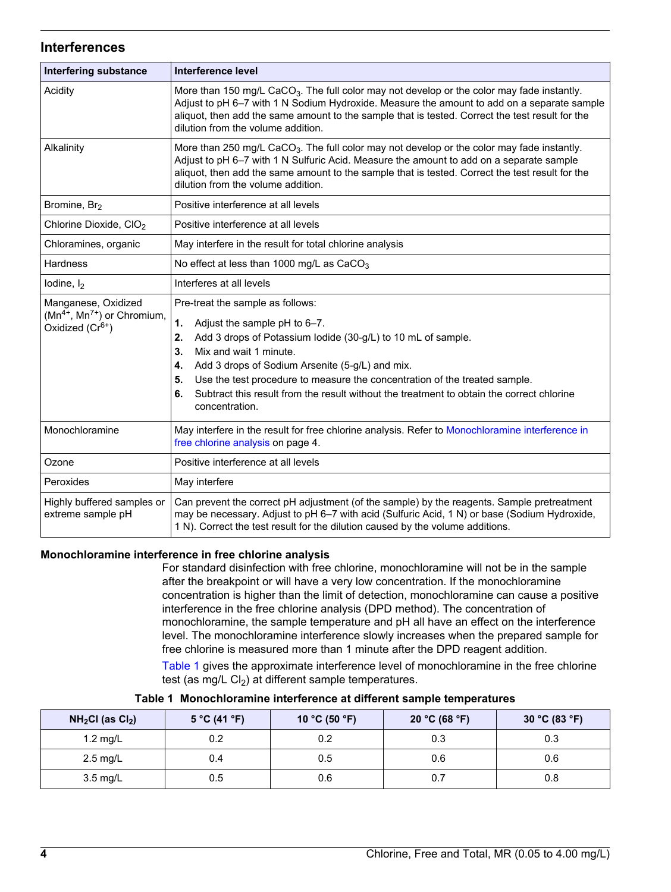## Interferences

| Interfering substance | Interference level |
| --- | --- |
| Acidity | More than 150 mg/L $CaCO_3$. The full color may not develop or the color may fade instantly. Adjust to pH 6–7 with 1 N Sodium Hydroxide. Measure the amount to add on a separate sample aliquot, then add the same amount to the sample that is tested. Correct the test result for the dilution from the volume addition. |
| Alkalinity | More than 250 mg/L $CaCO_3$. The full color may not develop or the color may fade instantly. Adjust to pH 6–7 with 1 N Sulfuric Acid. Measure the amount to add on a separate sample aliquot, then add the same amount to the sample that is tested. Correct the test result for the dilution from the volume addition. |
| Bromine, $Br_2$ | Positive interference at all levels |
| Chlorine Dioxide, $ClO_2$ | Positive interference at all levels |
| Chloramines, organic | May interfere in the result for total chlorine analysis |
| Hardness | No effect at less than 1000 mg/L as $CaCO_3$ |
| Iodine, $I_2$ | Interferes at all levels |
| Manganese, Oxidized ($Mn^{4+}$, $Mn^{7+}$) or Chromium, Oxidized ($Cr^{6+}$) | Pre-treat the sample as follows: **1.** Adjust the sample pH to 6–7. **2.** Add 3 drops of Potassium Iodide (30-g/L) to 10 mL of sample. **3.** Mix and wait 1 minute. **4.** Add 3 drops of Sodium Arsenite (5-g/L) and mix. **5.** Use the test procedure to measure the concentration of the treated sample. **6.** Subtract this result from the result without the treatment to obtain the correct chlorine concentration. |
| Monochloramine | May interfere in the result for free chlorine analysis. Refer to Monochloramine interference in free chlorine analysis on page 4. |
| Ozone | Positive interference at all levels |
| Peroxides | May interfere |
| Highly buffered samples or extreme sample pH | Can prevent the correct pH adjustment (of the sample) by the reagents. Sample pretreatment may be necessary. Adjust to pH 6–7 with acid (Sulfuric Acid, 1 N) or base (Sodium Hydroxide, 1 N). Correct the test result for the dilution caused by the volume additions. |

### Monochloramine interference in free chlorine analysis

For standard disinfection with free chlorine, monochloramine will not be in the sample after the breakpoint or will have a very low concentration. If the monochloramine concentration is higher than the limit of detection, monochloramine can cause a positive interference in the free chlorine analysis (DPD method). The concentration of monochloramine, the sample temperature and pH all have an effect on the interference level. The monochloramine interference slowly increases when the prepared sample for free chlorine is measured more than 1 minute after the DPD reagent addition.

Table 1 gives the approximate interference level of monochloramine in the free chlorine test (as mg/L $Cl_2$) at different sample temperatures.

**Table 1 Monochloramine interference at different sample temperatures**

| $NH_2Cl$ (as $Cl_2$) | 5 °C (41 °F) | 10 °C (50 °F) | 20 °C (68 °F) | 30 °C (83 °F) |
| --- | --- | --- | --- | --- |
| 1.2 mg/L | 0.2 | 0.2 | 0.3 | 0.3 |
| 2.5 mg/L | 0.4 | 0.5 | 0.6 | 0.6 |
| 3.5 mg/L | 0.5 | 0.6 | 0.7 | 0.8 |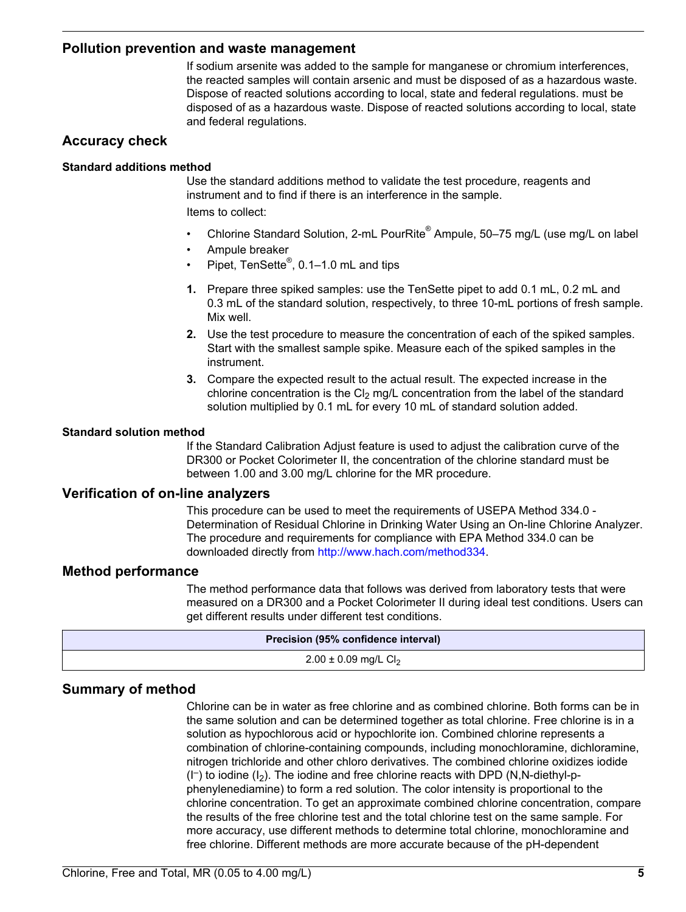## Pollution prevention and waste management

If sodium arsenite was added to the sample for manganese or chromium interferences, the reacted samples will contain arsenic and must be disposed of as a hazardous waste. Dispose of reacted solutions according to local, state and federal regulations. must be disposed of as a hazardous waste. Dispose of reacted solutions according to local, state and federal regulations.

## Accuracy check

### Standard additions method

Use the standard additions method to validate the test procedure, reagents and instrument and to find if there is an interference in the sample.

Items to collect:

- Chlorine Standard Solution, 2-mL PourRite® Ampule, 50–75 mg/L (use mg/L on label
- Ampule breaker
- Pipet, TenSette®, 0.1–1.0 mL and tips

1. Prepare three spiked samples: use the TenSette pipet to add 0.1 mL, 0.2 mL and 0.3 mL of the standard solution, respectively, to three 10-mL portions of fresh sample. Mix well.
2. Use the test procedure to measure the concentration of each of the spiked samples. Start with the smallest sample spike. Measure each of the spiked samples in the instrument.
3. Compare the expected result to the actual result. The expected increase in the chlorine concentration is the $Cl_2$ mg/L concentration from the label of the standard solution multiplied by 0.1 mL for every 10 mL of standard solution added.

### Standard solution method

If the Standard Calibration Adjust feature is used to adjust the calibration curve of the DR300 or Pocket Colorimeter II, the concentration of the chlorine standard must be between 1.00 and 3.00 mg/L chlorine for the MR procedure.

## Verification of on-line analyzers

This procedure can be used to meet the requirements of USEPA Method 334.0 - Determination of Residual Chlorine in Drinking Water Using an On-line Chlorine Analyzer. The procedure and requirements for compliance with EPA Method 334.0 can be downloaded directly from http://www.hach.com/method334.

## Method performance

The method performance data that follows was derived from laboratory tests that were measured on a DR300 and a Pocket Colorimeter II during ideal test conditions. Users can get different results under different test conditions.

| Precision (95% confidence interval) |
| --- |
| 2.00 ± 0.09 mg/L $Cl_2$ |

## Summary of method

Chlorine can be in water as free chlorine and as combined chlorine. Both forms can be in the same solution and can be determined together as total chlorine. Free chlorine is in a solution as hypochlorous acid or hypochlorite ion. Combined chlorine represents a combination of chlorine-containing compounds, including monochloramine, dichloramine, nitrogen trichloride and other chloro derivatives. The combined chlorine oxidizes iodide ($I^-$) to iodine ($I_2$). The iodine and free chlorine reacts with DPD (N,N-diethyl-p-phenylenediamine) to form a red solution. The color intensity is proportional to the chlorine concentration. To get an approximate combined chlorine concentration, compare the results of the free chlorine test and the total chlorine test on the same sample. For more accuracy, use different methods to determine total chlorine, monochloramine and free chlorine. Different methods are more accurate because of the pH-dependent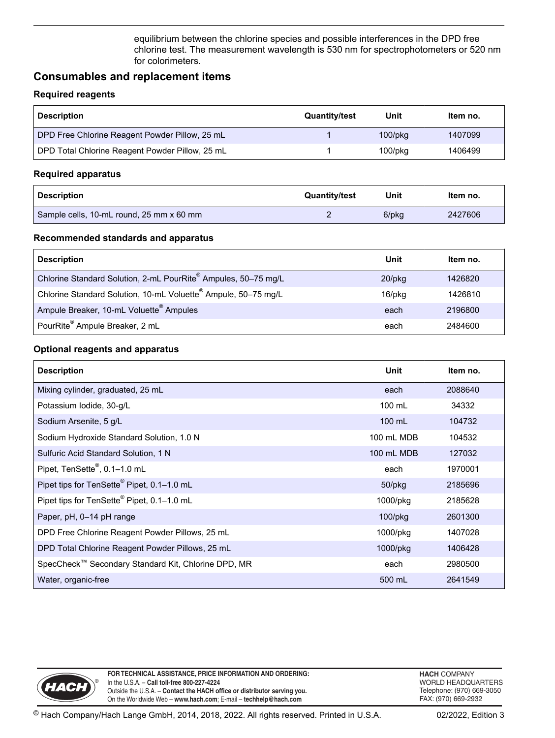equilibrium between the chlorine species and possible interferences in the DPD free chlorine test. The measurement wavelength is 530 nm for spectrophotometers or 520 nm for colorimeters.

## Consumables and replacement items

### Required reagents

| Description | Quantity/test | Unit | Item no. |
| --- | --- | --- | --- |
| DPD Free Chlorine Reagent Powder Pillow, 25 mL | 1 | 100/pkg | 1407099 |
| DPD Total Chlorine Reagent Powder Pillow, 25 mL | 1 | 100/pkg | 1406499 |

### Required apparatus

| Description | Quantity/test | Unit | Item no. |
| --- | --- | --- | --- |
| Sample cells, 10-mL round, 25 mm x 60 mm | 2 | 6/pkg | 2427606 |

### Recommended standards and apparatus

| Description | Unit | Item no. |
| --- | --- | --- |
| Chlorine Standard Solution, 2-mL PourRite® Ampules, 50–75 mg/L | 20/pkg | 1426820 |
| Chlorine Standard Solution, 10-mL Voluette® Ampule, 50–75 mg/L | 16/pkg | 1426810 |
| Ampule Breaker, 10-mL Voluette® Ampules | each | 2196800 |
| PourRite® Ampule Breaker, 2 mL | each | 2484600 |

### Optional reagents and apparatus

| Description | Unit | Item no. |
| --- | --- | --- |
| Mixing cylinder, graduated, 25 mL | each | 2088640 |
| Potassium Iodide, 30-g/L | 100 mL | 34332 |
| Sodium Arsenite, 5 g/L | 100 mL | 104732 |
| Sodium Hydroxide Standard Solution, 1.0 N | 100 mL MDB | 104532 |
| Sulfuric Acid Standard Solution, 1 N | 100 mL MDB | 127032 |
| Pipet, TenSette®, 0.1–1.0 mL | each | 1970001 |
| Pipet tips for TenSette® Pipet, 0.1–1.0 mL | 50/pkg | 2185696 |
| Pipet tips for TenSette® Pipet, 0.1–1.0 mL | 1000/pkg | 2185628 |
| Paper, pH, 0–14 pH range | 100/pkg | 2601300 |
| DPD Free Chlorine Reagent Powder Pillows, 25 mL | 1000/pkg | 1407028 |
| DPD Total Chlorine Reagent Powder Pillows, 25 mL | 1000/pkg | 1406428 |
| SpecCheck™ Secondary Standard Kit, Chlorine DPD, MR | each | 2980500 |
| Water, organic-free | 500 mL | 2641549 |

**FOR TECHNICAL ASSISTANCE, PRICE INFORMATION AND ORDERING:**
In the U.S.A. – **Call toll-free 800-227-4224**
Outside the U.S.A. – **Contact the HACH office or distributor serving you.**
On the Worldwide Web – **www.hach.com**; E-mail – **techhelp@hach.com**

**HACH** COMPANY
WORLD HEADQUARTERS
Telephone: (970) 669-3050
FAX: (970) 669-2932

© Hach Company/Hach Lange GmbH, 2014, 2018, 2022. All rights reserved. Printed in U.S.A.

02/2022, Edition 3